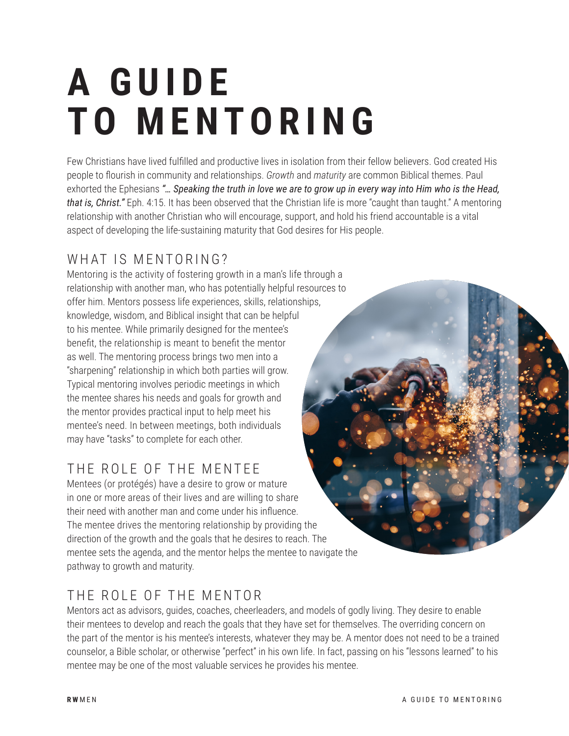# A GUIDE TO MENTORING

Few Christians have lived fulfilled and productive lives in isolation from their fellow believers. God created His people to flourish in community and relationships. *Growth* and *maturity* are common Biblical themes. Paul exhorted the Ephesians ***"… Speaking the truth in love we are to grow up in every way into Him who is the Head, that is, Christ."*** Eph. 4:15. It has been observed that the Christian life is more "caught than taught." A mentoring relationship with another Christian who will encourage, support, and hold his friend accountable is a vital aspect of developing the life-sustaining maturity that God desires for His people.

## WHAT IS MENTORING?

Mentoring is the activity of fostering growth in a man's life through a relationship with another man, who has potentially helpful resources to offer him. Mentors possess life experiences, skills, relationships, knowledge, wisdom, and Biblical insight that can be helpful to his mentee. While primarily designed for the mentee's benefit, the relationship is meant to benefit the mentor as well. The mentoring process brings two men into a "sharpening" relationship in which both parties will grow. Typical mentoring involves periodic meetings in which the mentee shares his needs and goals for growth and the mentor provides practical input to help meet his mentee's need. In between meetings, both individuals may have "tasks" to complete for each other.

## THE ROLE OF THE MENTEE

Mentees (or protégés) have a desire to grow or mature in one or more areas of their lives and are willing to share their need with another man and come under his influence. The mentee drives the mentoring relationship by providing the direction of the growth and the goals that he desires to reach. The mentee sets the agenda, and the mentor helps the mentee to navigate the pathway to growth and maturity.

## THE ROLE OF THE MENTOR

Mentors act as advisors, guides, coaches, cheerleaders, and models of godly living. They desire to enable their mentees to develop and reach the goals that they have set for themselves. The overriding concern on the part of the mentor is his mentee's interests, whatever they may be. A mentor does not need to be a trained counselor, a Bible scholar, or otherwise "perfect" in his own life. In fact, passing on his "lessons learned" to his mentee may be one of the most valuable services he provides his mentee.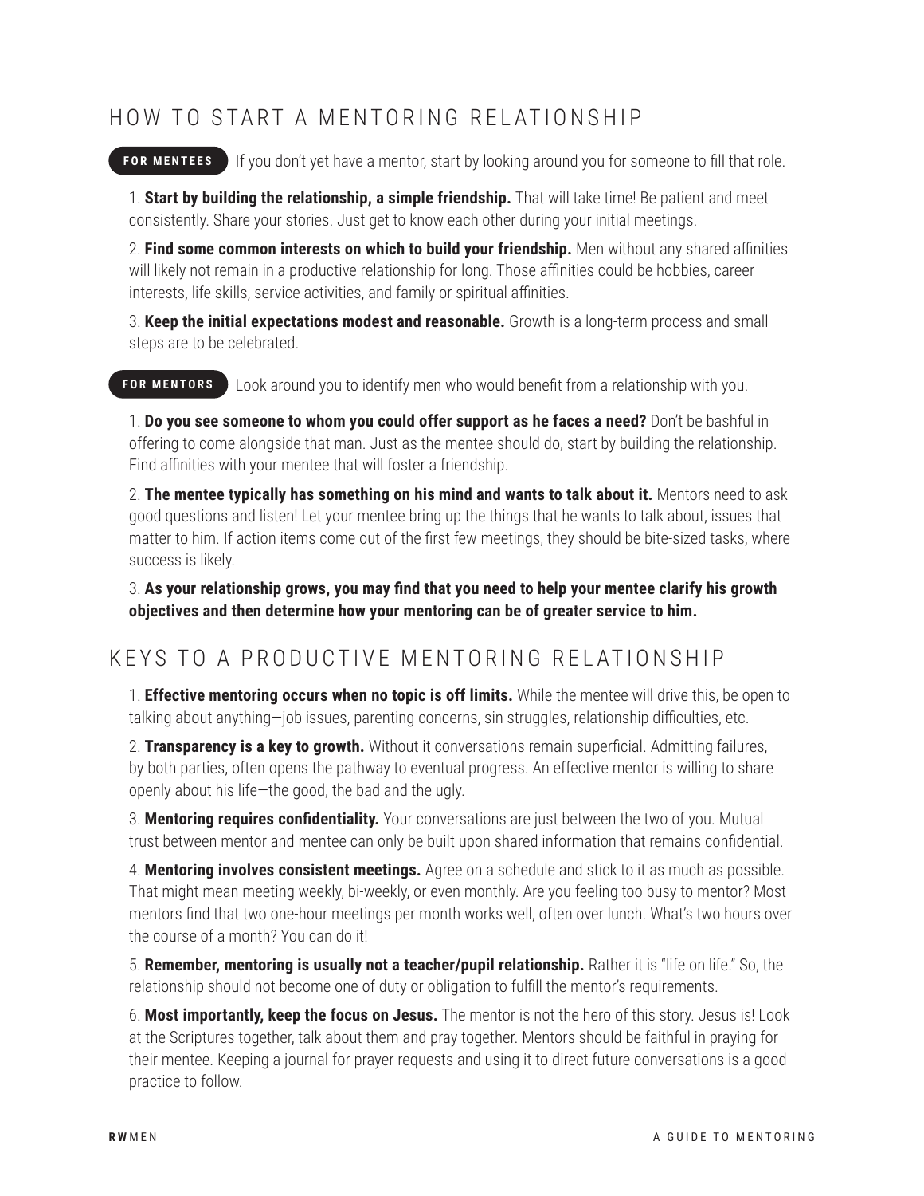## HOW TO START A MENTORING RELATIONSHIP

**FOR MENTEES** If you don't yet have a mentor, start by looking around you for someone to fill that role.

1. **Start by building the relationship, a simple friendship.** That will take time! Be patient and meet consistently. Share your stories. Just get to know each other during your initial meetings.

2. **Find some common interests on which to build your friendship.** Men without any shared affinities will likely not remain in a productive relationship for long. Those affinities could be hobbies, career interests, life skills, service activities, and family or spiritual affinities.

3. **Keep the initial expectations modest and reasonable.** Growth is a long-term process and small steps are to be celebrated.

**FOR MENTORS** Look around you to identify men who would benefit from a relationship with you.

1. **Do you see someone to whom you could offer support as he faces a need?** Don't be bashful in offering to come alongside that man. Just as the mentee should do, start by building the relationship. Find affinities with your mentee that will foster a friendship.

2. **The mentee typically has something on his mind and wants to talk about it.** Mentors need to ask good questions and listen! Let your mentee bring up the things that he wants to talk about, issues that matter to him. If action items come out of the first few meetings, they should be bite-sized tasks, where success is likely.

3. **As your relationship grows, you may find that you need to help your mentee clarify his growth objectives and then determine how your mentoring can be of greater service to him.**

## KEYS TO A PRODUCTIVE MENTORING RELATIONSHIP

1. **Effective mentoring occurs when no topic is off limits.** While the mentee will drive this, be open to talking about anything—job issues, parenting concerns, sin struggles, relationship difficulties, etc.

2. **Transparency is a key to growth.** Without it conversations remain superficial. Admitting failures, by both parties, often opens the pathway to eventual progress. An effective mentor is willing to share openly about his life—the good, the bad and the ugly.

3. **Mentoring requires confidentiality.** Your conversations are just between the two of you. Mutual trust between mentor and mentee can only be built upon shared information that remains confidential.

4. **Mentoring involves consistent meetings.** Agree on a schedule and stick to it as much as possible. That might mean meeting weekly, bi-weekly, or even monthly. Are you feeling too busy to mentor? Most mentors find that two one-hour meetings per month works well, often over lunch. What's two hours over the course of a month? You can do it!

5. **Remember, mentoring is usually not a teacher/pupil relationship.** Rather it is "life on life." So, the relationship should not become one of duty or obligation to fulfill the mentor's requirements.

6. **Most importantly, keep the focus on Jesus.** The mentor is not the hero of this story. Jesus is! Look at the Scriptures together, talk about them and pray together. Mentors should be faithful in praying for their mentee. Keeping a journal for prayer requests and using it to direct future conversations is a good practice to follow.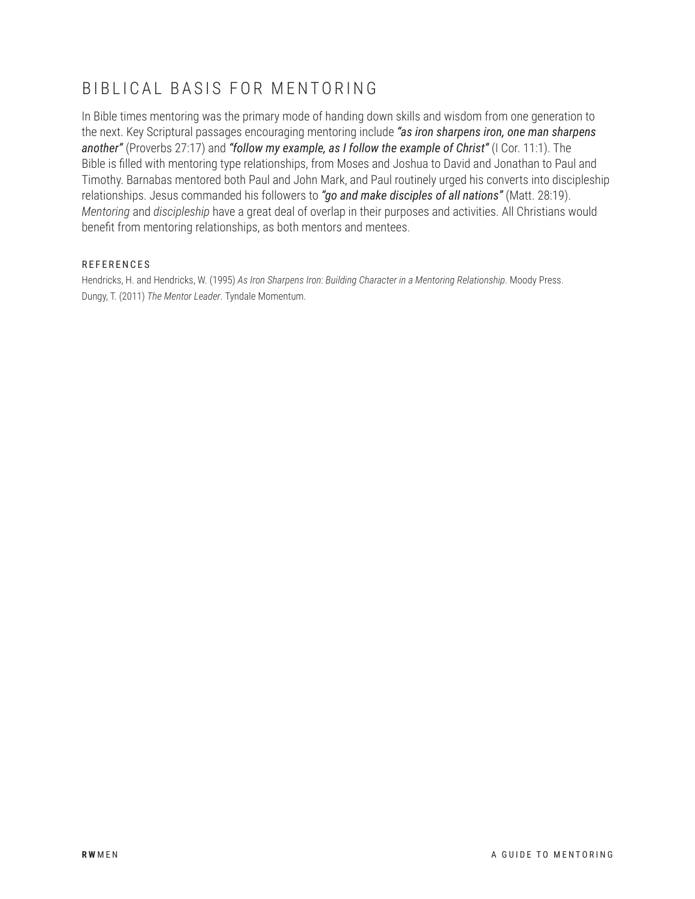# BIBLICAL BASIS FOR MENTORING

In Bible times mentoring was the primary mode of handing down skills and wisdom from one generation to the next. Key Scriptural passages encouraging mentoring include ***"as iron sharpens iron, one man sharpens another"*** (Proverbs 27:17) and ***"follow my example, as I follow the example of Christ"*** (I Cor. 11:1). The Bible is filled with mentoring type relationships, from Moses and Joshua to David and Jonathan to Paul and Timothy. Barnabas mentored both Paul and John Mark, and Paul routinely urged his converts into discipleship relationships. Jesus commanded his followers to ***"go and make disciples of all nations"*** (Matt. 28:19). *Mentoring* and *discipleship* have a great deal of overlap in their purposes and activities. All Christians would benefit from mentoring relationships, as both mentors and mentees.

#### REFERENCES

Hendricks, H. and Hendricks, W. (1995) *As Iron Sharpens Iron: Building Character in a Mentoring Relationship*. Moody Press.

Dungy, T. (2011) *The Mentor Leader*. Tyndale Momentum.